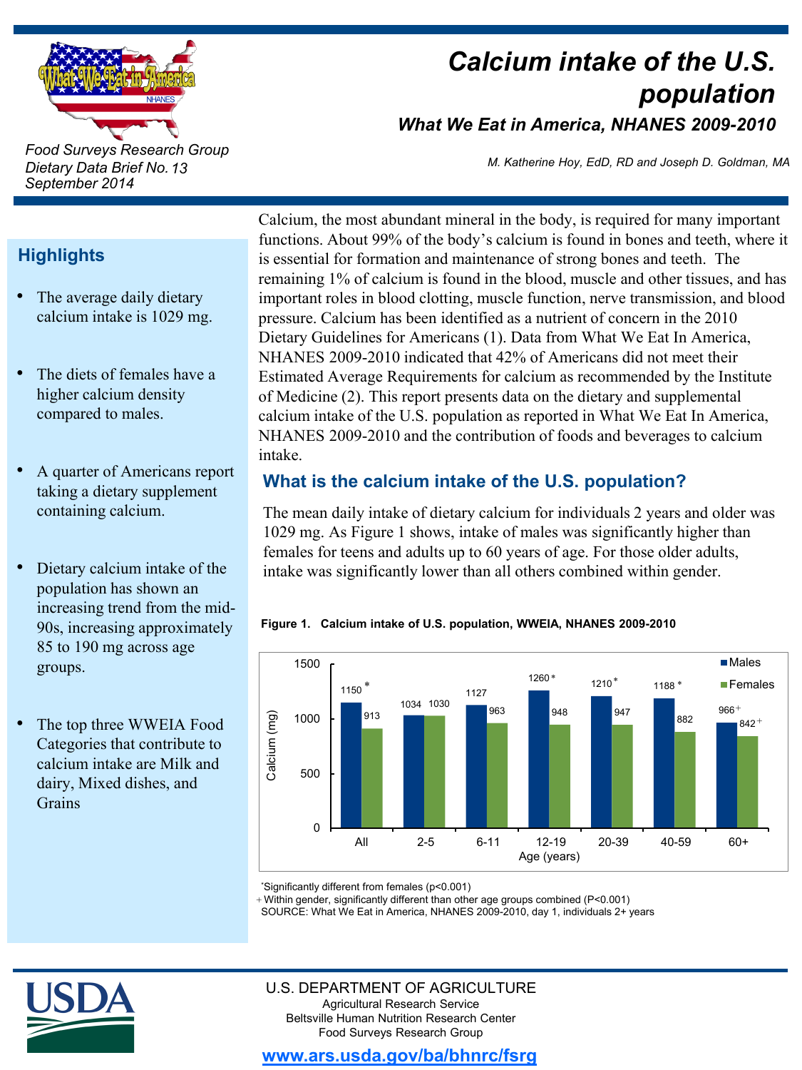# Calcium intake of the U.S. population

## What We Eat in America, NHANES 2009-2010

M. Katherine Hoy, EdD, RD and Joseph D. Goldman, MA

*Food Surveys Research Group*
*Dietary Data Brief No. 13*
*September 2014*

## Highlights

- The average daily dietary calcium intake is 1029 mg.
- The diets of females have a higher calcium density compared to males.
- A quarter of Americans report taking a dietary supplement containing calcium.
- Dietary calcium intake of the population has shown an increasing trend from the mid-90s, increasing approximately 85 to 190 mg across age groups.
- The top three WWEIA Food Categories that contribute to calcium intake are Milk and dairy, Mixed dishes, and Grains

Calcium, the most abundant mineral in the body, is required for many important functions. About 99% of the body's calcium is found in bones and teeth, where it is essential for formation and maintenance of strong bones and teeth. The remaining 1% of calcium is found in the blood, muscle and other tissues, and has important roles in blood clotting, muscle function, nerve transmission, and blood pressure. Calcium has been identified as a nutrient of concern in the 2010 Dietary Guidelines for Americans (1). Data from What We Eat In America, NHANES 2009-2010 indicated that 42% of Americans did not meet their Estimated Average Requirements for calcium as recommended by the Institute of Medicine (2). This report presents data on the dietary and supplemental calcium intake of the U.S. population as reported in What We Eat In America, NHANES 2009-2010 and the contribution of foods and beverages to calcium intake.

## What is the calcium intake of the U.S. population?

The mean daily intake of dietary calcium for individuals 2 years and older was 1029 mg. As Figure 1 shows, intake of males was significantly higher than females for teens and adults up to 60 years of age. For those older adults, intake was significantly lower than all others combined within gender.

**Figure 1. Calcium intake of U.S. population, WWEIA, NHANES 2009-2010**

| Age (years) | Males (mg) | Females (mg) |
|---|---|---|
| All | 1150 * | 913 |
| 2-5 | 1034 | 1030 |
| 6-11 | 1127 | 963 |
| 12-19 | 1260 * | 948 |
| 20-39 | 1210 * | 947 |
| 40-59 | 1188 * | 882 |
| 60+ | 966 + | 842 + |

*Significantly different from females (p<0.001)
+ Within gender, significantly different than other age groups combined (P<0.001)
SOURCE: What We Eat in America, NHANES 2009-2010, day 1, individuals 2+ years

U.S. DEPARTMENT OF AGRICULTURE
Agricultural Research Service
Beltsville Human Nutrition Research Center
Food Surveys Research Group

www.ars.usda.gov/ba/bhnrc/fsrg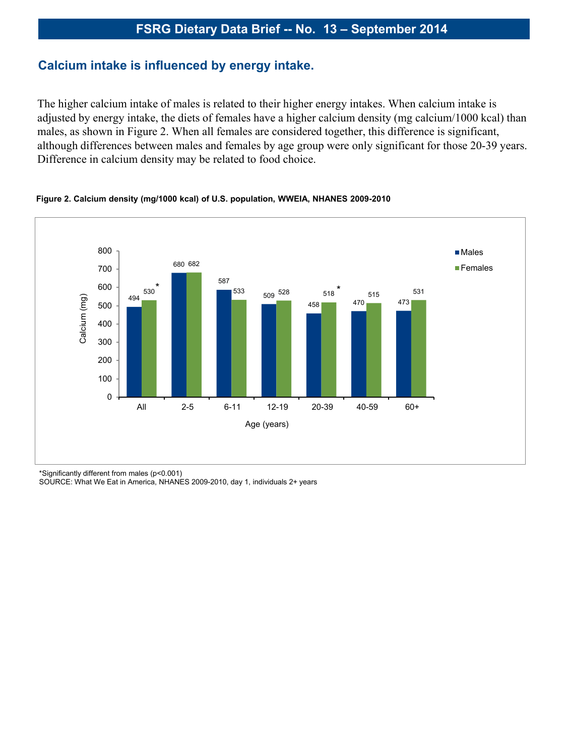## Calcium intake is influenced by energy intake.

The higher calcium intake of males is related to their higher energy intakes. When calcium intake is adjusted by energy intake, the diets of females have a higher calcium density (mg calcium/1000 kcal) than males, as shown in Figure 2. When all females are considered together, this difference is significant, although differences between males and females by age group were only significant for those 20-39 years. Difference in calcium density may be related to food choice.

**Figure 2. Calcium density (mg/1000 kcal) of U.S. population, WWEIA, NHANES 2009-2010**

| Age (years) | Males | Females |
|---|---|---|
| All | 494 | 530* |
| 2-5 | 680 | 682 |
| 6-11 | 587 | 533 |
| 12-19 | 509 | 528 |
| 20-39 | 458 | 518* |
| 40-59 | 470 | 515 |
| 60+ | 473 | 531 |

*Significantly different from males ($p<0.001$)

SOURCE: What We Eat in America, NHANES 2009-2010, day 1, individuals 2+ years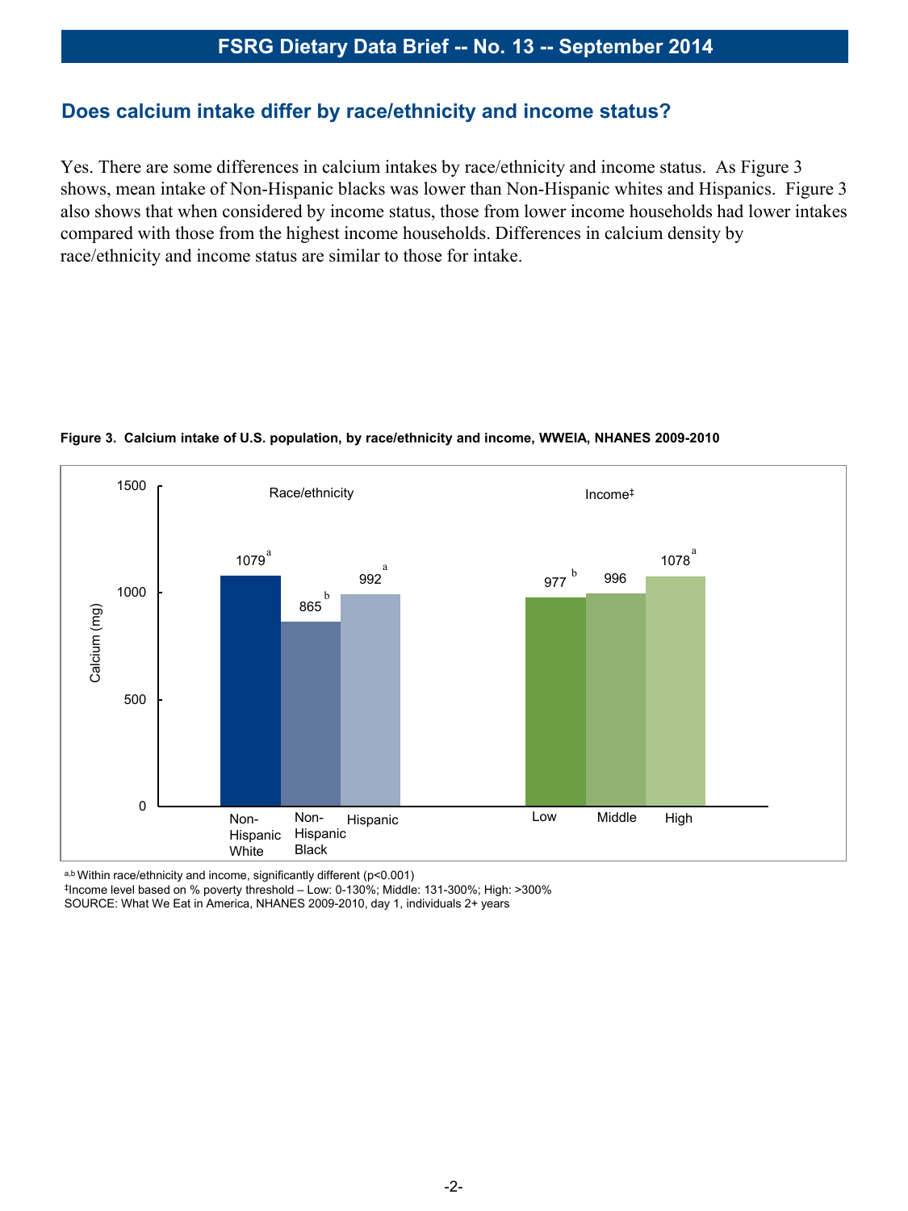## Does calcium intake differ by race/ethnicity and income status?

Yes. There are some differences in calcium intakes by race/ethnicity and income status. As Figure 3 shows, mean intake of Non-Hispanic blacks was lower than Non-Hispanic whites and Hispanics. Figure 3 also shows that when considered by income status, those from lower income households had lower intakes compared with those from the highest income households. Differences in calcium density by race/ethnicity and income status are similar to those for intake.

**Figure 3. Calcium intake of U.S. population, by race/ethnicity and income, WWEIA, NHANES 2009-2010**

| Group | Category | Calcium (mg) |
|---|---|---|
| Race/ethnicity | Non-Hispanic White | 1079[a] |
| | Non-Hispanic Black | 865[b] |
| | Hispanic | 992[a] |
| Income‡ | Low | 977[b] |
| | Middle | 996 |
| | High | 1078[a] |

[a,b] Within race/ethnicity and income, significantly different ($p<0.001$)

‡Income level based on % poverty threshold – Low: 0-130%; Middle: 131-300%; High: >300%

SOURCE: What We Eat in America, NHANES 2009-2010, day 1, individuals 2+ years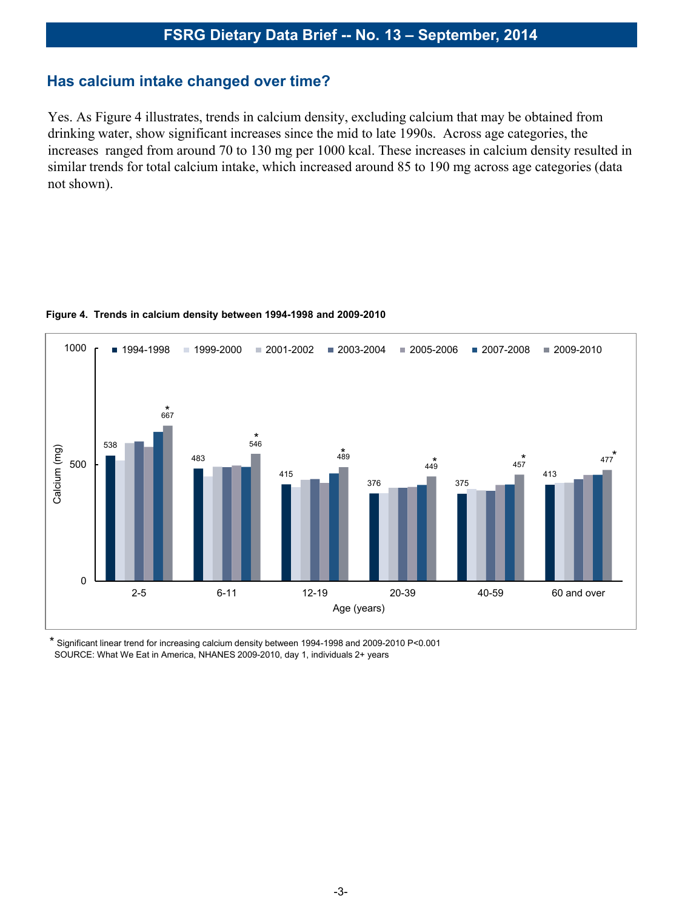## Has calcium intake changed over time?

Yes. As Figure 4 illustrates, trends in calcium density, excluding calcium that may be obtained from drinking water, show significant increases since the mid to late 1990s. Across age categories, the increases ranged from around 70 to 130 mg per 1000 kcal. These increases in calcium density resulted in similar trends for total calcium intake, which increased around 85 to 190 mg across age categories (data not shown).

**Figure 4. Trends in calcium density between 1994-1998 and 2009-2010**

| Age (years) | 1994-1998 | 2009-2010 |
|---|---|---|
| 2-5 | 538 | 667* |
| 6-11 | 483 | 546* |
| 12-19 | 415 | 489* |
| 20-39 | 376 | 449* |
| 40-59 | 375 | 457* |
| 60 and over | 413 | 477* |

Calcium (mg); series shown: 1994-1998, 1999-2000, 2001-2002, 2003-2004, 2005-2006, 2007-2008, 2009-2010

\* Significant linear trend for increasing calcium density between 1994-1998 and 2009-2010 $P<0.001$
SOURCE: What We Eat in America, NHANES 2009-2010, day 1, individuals 2+ years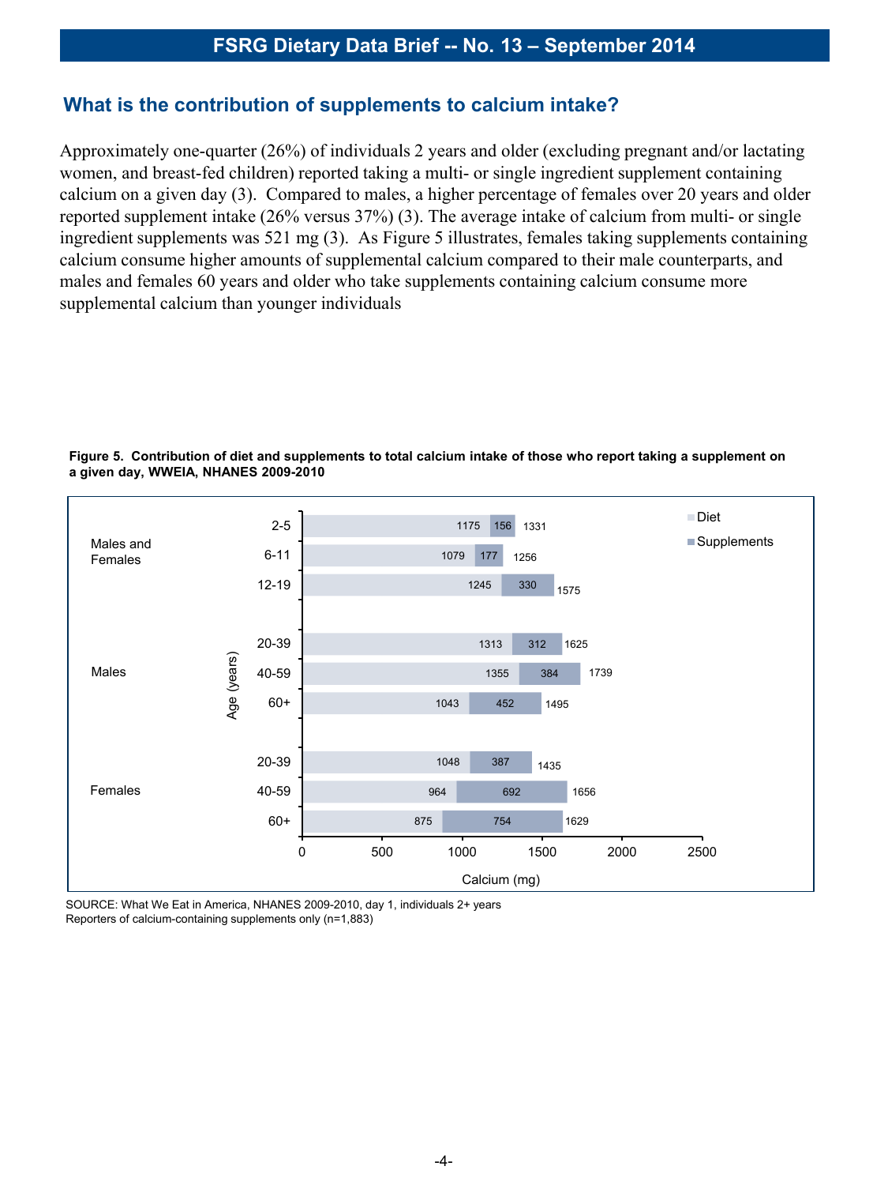## What is the contribution of supplements to calcium intake?

Approximately one-quarter (26%) of individuals 2 years and older (excluding pregnant and/or lactating women, and breast-fed children) reported taking a multi- or single ingredient supplement containing calcium on a given day (3). Compared to males, a higher percentage of females over 20 years and older reported supplement intake (26% versus 37%) (3). The average intake of calcium from multi- or single ingredient supplements was 521 mg (3). As Figure 5 illustrates, females taking supplements containing calcium consume higher amounts of supplemental calcium compared to their male counterparts, and males and females 60 years and older who take supplements containing calcium consume more supplemental calcium than younger individuals

**Figure 5. Contribution of diet and supplements to total calcium intake of those who report taking a supplement on a given day, WWEIA, NHANES 2009-2010**

| Group | Age (years) | Diet (mg) | Supplements (mg) | Total (mg) |
|---|---|---|---|---|
| Males and Females | 2-5 | 1175 | 156 | 1331 |
| Males and Females | 6-11 | 1079 | 177 | 1256 |
| Males and Females | 12-19 | 1245 | 330 | 1575 |
| Males | 20-39 | 1313 | 312 | 1625 |
| Males | 40-59 | 1355 | 384 | 1739 |
| Males | 60+ | 1043 | 452 | 1495 |
| Females | 20-39 | 1048 | 387 | 1435 |
| Females | 40-59 | 964 | 692 | 1656 |
| Females | 60+ | 875 | 754 | 1629 |

SOURCE: What We Eat in America, NHANES 2009-2010, day 1, individuals 2+ years
Reporters of calcium-containing supplements only (n=1,883)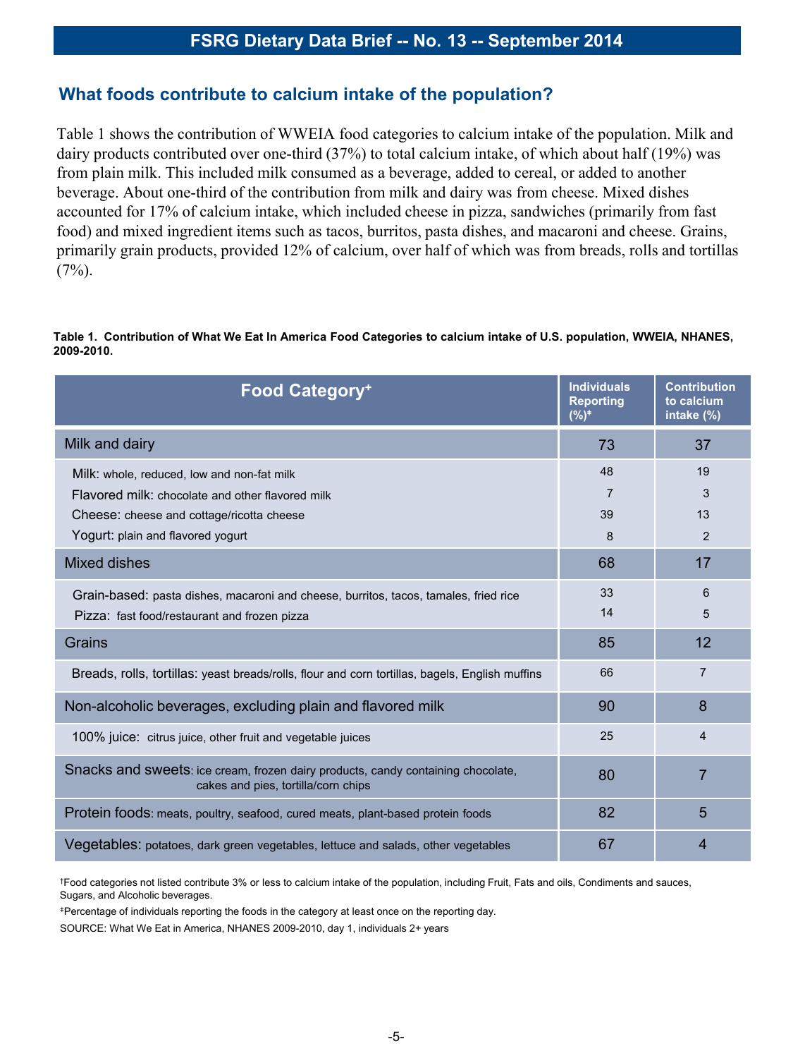## What foods contribute to calcium intake of the population?

Table 1 shows the contribution of WWEIA food categories to calcium intake of the population. Milk and dairy products contributed over one-third (37%) to total calcium intake, of which about half (19%) was from plain milk. This included milk consumed as a beverage, added to cereal, or added to another beverage. About one-third of the contribution from milk and dairy was from cheese. Mixed dishes accounted for 17% of calcium intake, which included cheese in pizza, sandwiches (primarily from fast food) and mixed ingredient items such as tacos, burritos, pasta dishes, and macaroni and cheese. Grains, primarily grain products, provided 12% of calcium, over half of which was from breads, rolls and tortillas (7%).

**Table 1. Contribution of What We Eat In America Food Categories to calcium intake of U.S. population, WWEIA, NHANES, 2009-2010.**

| Food Category† | Individuals Reporting (%)‡ | Contribution to calcium intake (%) |
|---|---|---|
| Milk and dairy | 73 | 37 |
| Milk: whole, reduced, low and non-fat milk | 48 | 19 |
| Flavored milk: chocolate and other flavored milk | 7 | 3 |
| Cheese: cheese and cottage/ricotta cheese | 39 | 13 |
| Yogurt: plain and flavored yogurt | 8 | 2 |
| Mixed dishes | 68 | 17 |
| Grain-based: pasta dishes, macaroni and cheese, burritos, tacos, tamales, fried rice | 33 | 6 |
| Pizza: fast food/restaurant and frozen pizza | 14 | 5 |
| Grains | 85 | 12 |
| Breads, rolls, tortillas: yeast breads/rolls, flour and corn tortillas, bagels, English muffins | 66 | 7 |
| Non-alcoholic beverages, excluding plain and flavored milk | 90 | 8 |
| 100% juice: citrus juice, other fruit and vegetable juices | 25 | 4 |
| Snacks and sweets: ice cream, frozen dairy products, candy containing chocolate, cakes and pies, tortilla/corn chips | 80 | 7 |
| Protein foods: meats, poultry, seafood, cured meats, plant-based protein foods | 82 | 5 |
| Vegetables: potatoes, dark green vegetables, lettuce and salads, other vegetables | 67 | 4 |

†Food categories not listed contribute 3% or less to calcium intake of the population, including Fruit, Fats and oils, Condiments and sauces, Sugars, and Alcoholic beverages.

‡Percentage of individuals reporting the foods in the category at least once on the reporting day.

SOURCE: What We Eat in America, NHANES 2009-2010, day 1, individuals 2+ years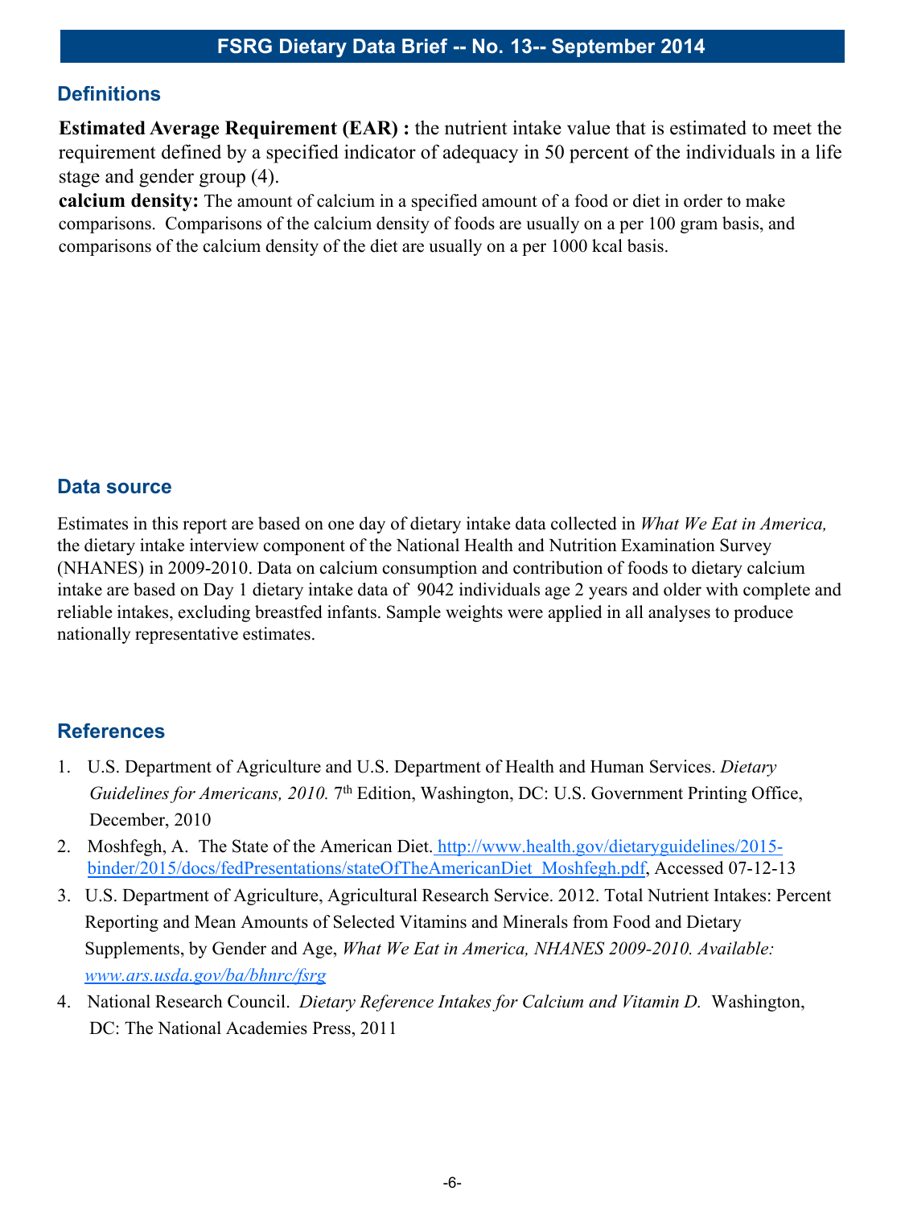## Definitions

**Estimated Average Requirement (EAR) :** the nutrient intake value that is estimated to meet the requirement defined by a specified indicator of adequacy in 50 percent of the individuals in a life stage and gender group (4).

**calcium density:** The amount of calcium in a specified amount of a food or diet in order to make comparisons. Comparisons of the calcium density of foods are usually on a per 100 gram basis, and comparisons of the calcium density of the diet are usually on a per 1000 kcal basis.

## Data source

Estimates in this report are based on one day of dietary intake data collected in *What We Eat in America,* the dietary intake interview component of the National Health and Nutrition Examination Survey (NHANES) in 2009-2010. Data on calcium consumption and contribution of foods to dietary calcium intake are based on Day 1 dietary intake data of 9042 individuals age 2 years and older with complete and reliable intakes, excluding breastfed infants. Sample weights were applied in all analyses to produce nationally representative estimates.

## References

1. U.S. Department of Agriculture and U.S. Department of Health and Human Services. *Dietary Guidelines for Americans, 2010.* 7th Edition, Washington, DC: U.S. Government Printing Office, December, 2010
2. Moshfegh, A. The State of the American Diet. http://www.health.gov/dietaryguidelines/2015-binder/2015/docs/fedPresentations/stateOfTheAmericanDiet_Moshfegh.pdf, Accessed 07-12-13
3. U.S. Department of Agriculture, Agricultural Research Service. 2012. Total Nutrient Intakes: Percent Reporting and Mean Amounts of Selected Vitamins and Minerals from Food and Dietary Supplements, by Gender and Age, *What We Eat in America, NHANES 2009-2010. Available: www.ars.usda.gov/ba/bhnrc/fsrg*
4. National Research Council. *Dietary Reference Intakes for Calcium and Vitamin D.* Washington, DC: The National Academies Press, 2011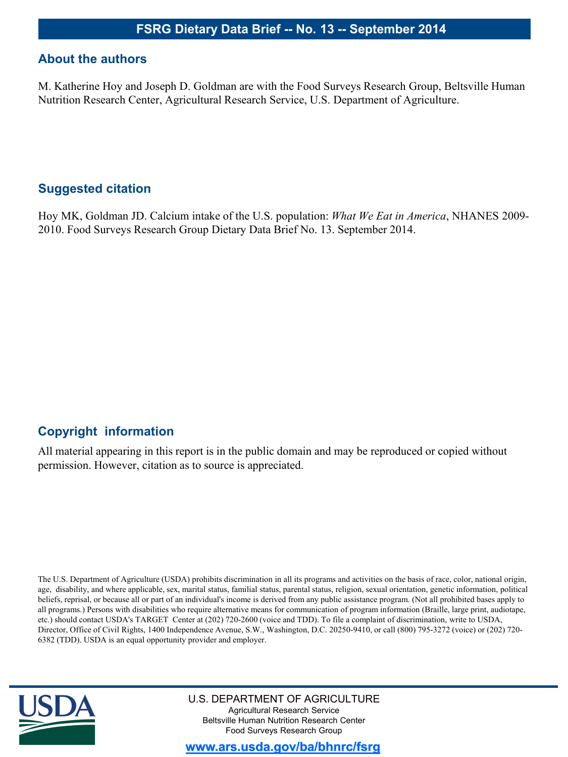## About the authors

M. Katherine Hoy and Joseph D. Goldman are with the Food Surveys Research Group, Beltsville Human Nutrition Research Center, Agricultural Research Service, U.S. Department of Agriculture.

## Suggested citation

Hoy MK, Goldman JD. Calcium intake of the U.S. population: *What We Eat in America*, NHANES 2009-2010. Food Surveys Research Group Dietary Data Brief No. 13. September 2014.

## Copyright information

All material appearing in this report is in the public domain and may be reproduced or copied without permission. However, citation as to source is appreciated.

The U.S. Department of Agriculture (USDA) prohibits discrimination in all its programs and activities on the basis of race, color, national origin, age, disability, and where applicable, sex, marital status, familial status, parental status, religion, sexual orientation, genetic information, political beliefs, reprisal, or because all or part of an individual's income is derived from any public assistance program. (Not all prohibited bases apply to all programs.) Persons with disabilities who require alternative means for communication of program information (Braille, large print, audiotape, etc.) should contact USDA's TARGET Center at (202) 720-2600 (voice and TDD). To file a complaint of discrimination, write to USDA, Director, Office of Civil Rights, 1400 Independence Avenue, S.W., Washington, D.C. 20250-9410, or call (800) 795-3272 (voice) or (202) 720-6382 (TDD). USDA is an equal opportunity provider and employer.

U.S. DEPARTMENT OF AGRICULTURE
Agricultural Research Service
Beltsville Human Nutrition Research Center
Food Surveys Research Group

www.ars.usda.gov/ba/bhnrc/fsrg